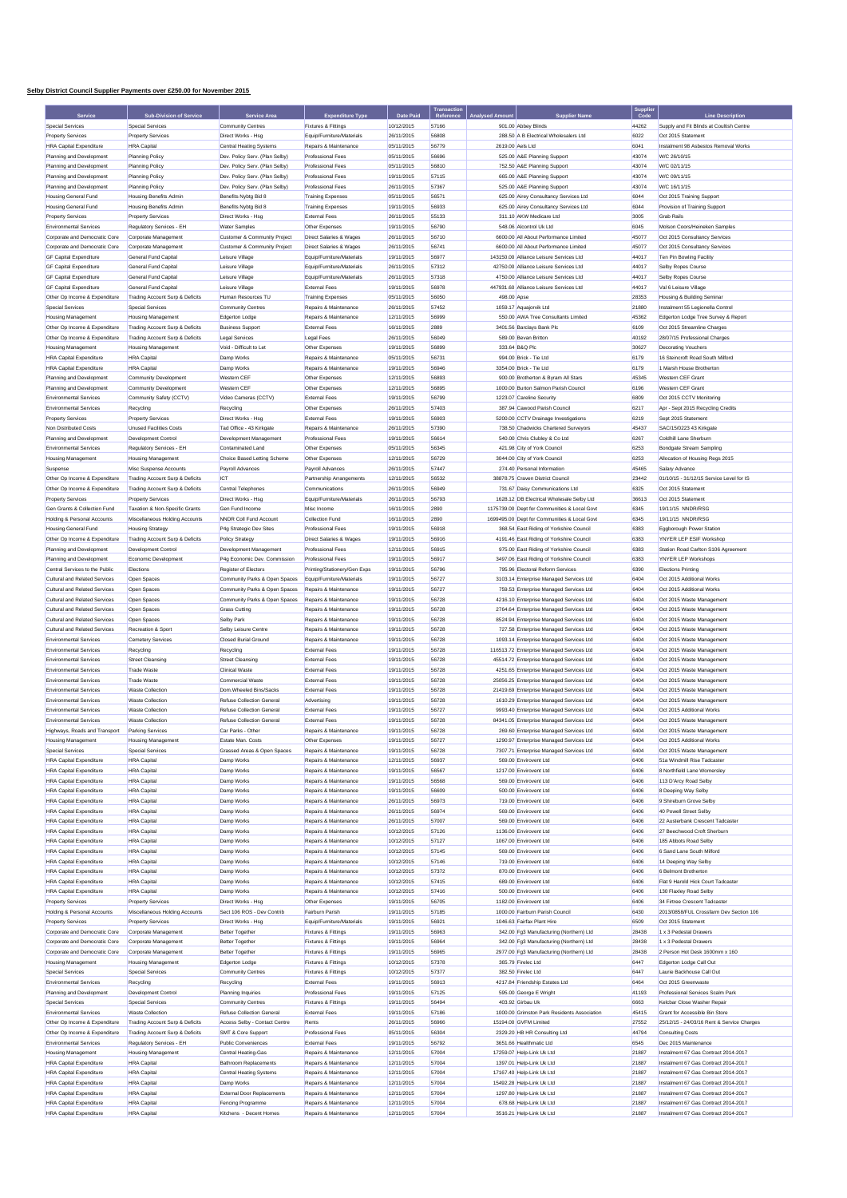# Selby District Council Supplier Payments over £250.00 for November 2015

| Service | Sub-Division of Service | Service Area | Expenditure Type | Date Paid | Transaction Reference | Analysed Amount | Supplier Name | Supplier Code | Line Description |
|---|---|---|---|---|---|---|---|---|---|
| Special Services | Special Services | Community Centres | Fixtures & Fittings | 10/12/2015 | 57166 | 901.00 | Abbey Blinds | 44262 | Supply and Fit Blinds at Coultish Centre |
| Property Services | Property Services | Direct Works - Hsg | Equip/Furniture/Materials | 26/11/2015 | 56808 | 288.50 | A B Electrical Wholesalers Ltd | 6022 | Oct 2015 Statement |
| HRA Capital Expenditure | HRA Capital | Central Heating Systems | Repairs & Maintenance | 05/11/2015 | 56779 | 2619.00 | Aels Ltd | 6041 | Instalment 98 Asbestos Removal Works |
| Planning and Development | Planning Policy | Dev. Policy Serv. (Plan Selby) | Professional Fees | 05/11/2015 | 56696 | 525.00 | A&E Planning Support | 43074 | W/C 26/10/15 |
| Planning and Development | Planning Policy | Dev. Policy Serv. (Plan Selby) | Professional Fees | 05/11/2015 | 56810 | 752.50 | A&E Planning Support | 43074 | W/C 02/11/15 |
| Planning and Development | Planning Policy | Dev. Policy Serv. (Plan Selby) | Professional Fees | 19/11/2015 | 57115 | 665.00 | A&E Planning Support | 43074 | W/C 09/11/15 |
| Planning and Development | Planning Policy | Dev. Policy Serv. (Plan Selby) | Professional Fees | 26/11/2015 | 57367 | 525.00 | A&E Planning Support | 43074 | W/C 16/11/15 |
| Housing General Fund | Housing Benefits Admin | Benefits Nybtg Bid 8 | Training Expenses | 05/11/2015 | 56571 | 625.00 | Airey Consultancy Services Ltd | 6044 | Oct 2015 Training Support |
| Housing General Fund | Housing Benefits Admin | Benefits Nybtg Bid 8 | Training Expenses | 19/11/2015 | 56933 | 625.00 | Airey Consultancy Services Ltd | 6044 | Provision of Training Support |
| Property Services | Property Services | Direct Works - Hsg | External Fees | 26/11/2015 | 55133 | 311.10 | AKW Medicare Ltd | 3005 | Grab Rails |
| Environmental Services | Regulatory Services - EH | Water Samples | Other Expenses | 19/11/2015 | 56790 | 548.06 | Alcontrol Uk Ltd | 6045 | Molson Coors/Heineken Samples |
| Corporate and Democratic Core | Corporate Management | Customer & Community Project | Direct Salaries & Wages | 26/11/2015 | 56710 | 6600.00 | All About Performance Limited | 45077 | Oct 2015 Consultancy Services |
| Corporate and Democratic Core | Corporate Management | Customer & Community Project | Direct Salaries & Wages | 26/11/2015 | 56741 | 6600.00 | All About Performance Limited | 45077 | Oct 2015 Consultancy Services |
| GF Capital Expenditure | General Fund Capital | Leisure Village | Equip/Furniture/Materials | 19/11/2015 | 56977 | 143150.00 | Alliance Leisure Services Ltd | 44017 | Ten Pin Bowling Facility |
| GF Capital Expenditure | General Fund Capital | Leisure Village | Equip/Furniture/Materials | 26/11/2015 | 57312 | 42750.00 | Alliance Leisure Services Ltd | 44017 | Selby Ropes Course |
| GF Capital Expenditure | General Fund Capital | Leisure Village | Equip/Furniture/Materials | 26/11/2015 | 57318 | 4750.00 | Alliance Leisure Services Ltd | 44017 | Selby Ropes Course |
| GF Capital Expenditure | General Fund Capital | Leisure Village | External Fees | 19/11/2015 | 56978 | 447931.60 | Alliance Leisure Services Ltd | 44017 | Val 6 Leisure Village |
| Other Op Income & Expenditure | Trading Account Surp & Deficits | Human Resources TU | Training Expenses | 05/11/2015 | 56050 | 498.00 | Apse | 28353 | Housing & Building Seminar |
| Special Services | Special Services | Community Centres | Repairs & Maintenance | 26/11/2015 | 57452 | 1059.17 | Aquajorvik Ltd | 21880 | Instalment 55 Legionella Control |
| Housing Management | Housing Management | Edgerton Lodge | Repairs & Maintenance | 12/11/2015 | 56999 | 550.00 | AWA Tree Consultants Limited | 45362 | Edgerton Lodge Tree Survey & Report |
| Other Op Income & Expenditure | Trading Account Surp & Deficits | Business Support | External Fees | 16/11/2015 | 2889 | 3401.56 | Barclays Bank Plc | 6109 | Oct 2015 Streamline Charges |
| Other Op Income & Expenditure | Trading Account Surp & Deficits | Legal Services | Legal Fees | 26/11/2015 | 56049 | 589.00 | Bevan Britton | 40192 | 28/07/15 Professional Charges |
| Housing Management | Housing Management | Void - Difficult to Let | Other Expenses | 19/11/2015 | 56899 | 333.64 | B&Q Plc | 30627 | Decorating Vouchers |
| HRA Capital Expenditure | HRA Capital | Damp Works | Repairs & Maintenance | 05/11/2015 | 56731 | 994.00 | Brick - Tie Ltd | 6179 | 16 Steincroft Road South Milford |
| HRA Capital Expenditure | HRA Capital | Damp Works | Repairs & Maintenance | 19/11/2015 | 56946 | 3354.00 | Brick - Tie Ltd | 6179 | 1 Marsh House Brotherton |
| Planning and Development | Community Development | Western CEF | Other Expenses | 12/11/2015 | 56893 | 900.00 | Brotherton & Byram All Stars | 45345 | Western CEF Grant |
| Planning and Development | Community Development | Western CEF | Other Expenses | 12/11/2015 | 56895 | 1000.00 | Burton Salmon Parish Council | 6196 | Western CEF Grant |
| Environmental Services | Community Safety (CCTV) | Video Cameras (CCTV) | External Fees | 19/11/2015 | 56799 | 1223.07 | Careline Security | 6809 | Oct 2015 CCTV Monitoring |
| Environmental Services | Recycling | Recycling | Other Expenses | 26/11/2015 | 57403 | 387.94 | Cawood Parish Council | 6217 | Apr - Sept 2015 Recycling Credits |
| Property Services | Property Services | Direct Works - Hsg | External Fees | 19/11/2015 | 56903 | 5200.00 | CCTV Drainage Investigations | 6219 | Sept 2015 Statement |
| Non Distributed Costs | Unused Facilities Costs | Tad Office - 43 Kirkgate | Repairs & Maintenance | 26/11/2015 | 57390 | 738.50 | Chadwicks Chartered Surveyors | 45437 | SAC/15/0223 43 Kirkgate |
| Planning and Development | Development Control | Development Management | Professional Fees | 19/11/2015 | 56614 | 540.00 | Chris Clubley & Co Ltd | 6267 | Coldhill Lane Sherburn |
| Environmental Services | Regulatory Services - EH | Contaminated Land | Other Expenses | 05/11/2015 | 56345 | 421.98 | City of York Council | 6253 | Bondgate Stream Sampling |
| Housing Management | Housing Management | Choice Based Letting Scheme | Other Expenses | 12/11/2015 | 56729 | 3044.00 | City of York Council | 6253 | Allocation of Housing Regs 2015 |
| Suspense | Misc Suspense Accounts | Payroll Advances | Payroll Advances | 26/11/2015 | 57447 | 274.40 | Personal Information | 45465 | Salary Advance |
| Other Op Income & Expenditure | Trading Account Surp & Deficits | ICT | Partnership Arrangements | 12/11/2015 | 56532 | 38878.75 | Craven District Council | 23442 | 01/10/15 - 31/12/15 Service Level for IS |
| Other Op Income & Expenditure | Trading Account Surp & Deficits | Central Telephones | Communications | 26/11/2015 | 56949 | 731.67 | Daisy Communications Ltd | 6325 | Oct 2015 Statement |
| Property Services | Property Services | Direct Works - Hsg | Equip/Furniture/Materials | 26/11/2015 | 56793 | 1628.12 | DB Electrical Wholesale Selby Ltd | 36613 | Oct 2015 Statement |
| Gen Grants & Collection Fund | Taxation & Non-Specific Grants | Gen Fund Income | Misc Income | 16/11/2015 | 2890 | 1175739.00 | Dept for Communities & Local Govt | 6345 | 19/11/15 NNDR/RSG |
| Holding & Personal Accounts | Miscellaneous Holding Accounts | NNDR Coll Fund Account | Collection Fund | 16/11/2015 | 2890 | 1699495.00 | Dept for Communities & Local Govt | 6345 | 19/11/15 NNDR/RSG |
| Housing General Fund | Housing Strategy | P4g Strategic Dev Sites | Professional Fees | 19/11/2015 | 56918 | 368.54 | East Riding of Yorkshire Council | 6383 | Eggborough Power Station |
| Other Op Income & Expenditure | Trading Account Surp & Deficits | Policy Strategy | Direct Salaries & Wages | 19/11/2015 | 56916 | 4191.46 | East Riding of Yorkshire Council | 6383 | YNYER LEP ESIF Workshop |
| Planning and Development | Development Control | Development Management | Professional Fees | 12/11/2015 | 56915 | 975.00 | East Riding of Yorkshire Council | 6383 | Station Road Carlton S106 Agreement |
| Planning and Development | Economic Development | P4g Economic Dev. Commission | Professional Fees | 19/11/2015 | 56917 | 3497.06 | East Riding of Yorkshire Council | 6383 | YNYER LEP Workshops |
| Central Services to the Public | Elections | Register of Electors | Printing/Stationery/Gen Exps | 19/11/2015 | 56796 | 795.96 | Electoral Reform Services | 6390 | Elections Printing |
| Cultural and Related Services | Open Spaces | Community Parks & Open Spaces | Equip/Furniture/Materials | 19/11/2015 | 56727 | 3103.14 | Enterprise Managed Services Ltd | 6404 | Oct 2015 Additional Works |
| Cultural and Related Services | Open Spaces | Community Parks & Open Spaces | Repairs & Maintenance | 19/11/2015 | 56727 | 759.53 | Enterprise Managed Services Ltd | 6404 | Oct 2015 Additional Works |
| Cultural and Related Services | Open Spaces | Community Parks & Open Spaces | Repairs & Maintenance | 19/11/2015 | 56728 | 4216.10 | Enterprise Managed Services Ltd | 6404 | Oct 2015 Waste Management |
| Cultural and Related Services | Open Spaces | Grass Cutting | Repairs & Maintenance | 19/11/2015 | 56728 | 2764.64 | Enterprise Managed Services Ltd | 6404 | Oct 2015 Waste Management |
| Cultural and Related Services | Open Spaces | Selby Park | Repairs & Maintenance | 19/11/2015 | 56728 | 8524.94 | Enterprise Managed Services Ltd | 6404 | Oct 2015 Waste Management |
| Cultural and Related Services | Recreation & Sport | Selby Leisure Centre | Repairs & Maintenance | 19/11/2015 | 56728 | 727.58 | Enterprise Managed Services Ltd | 6404 | Oct 2015 Waste Management |
| Environmental Services | Cemetery Services | Closed Burial Ground | Repairs & Maintenance | 19/11/2015 | 56728 | 1093.14 | Enterprise Managed Services Ltd | 6404 | Oct 2015 Waste Management |
| Environmental Services | Recycling | Recycling | External Fees | 19/11/2015 | 56728 | 116513.72 | Enterprise Managed Services Ltd | 6404 | Oct 2015 Waste Management |
| Environmental Services | Street Cleansing | Street Cleansing | External Fees | 19/11/2015 | 56728 | 45514.72 | Enterprise Managed Services Ltd | 6404 | Oct 2015 Waste Management |
| Environmental Services | Trade Waste | Clinical Waste | External Fees | 19/11/2015 | 56728 | 4251.65 | Enterprise Managed Services Ltd | 6404 | Oct 2015 Waste Management |
| Environmental Services | Trade Waste | Commercial Waste | External Fees | 19/11/2015 | 56728 | 25056.25 | Enterprise Managed Services Ltd | 6404 | Oct 2015 Waste Management |
| Environmental Services | Waste Collection | Dom.Wheeled Bins/Sacks | External Fees | 19/11/2015 | 56728 | 21419.69 | Enterprise Managed Services Ltd | 6404 | Oct 2015 Waste Management |
| Environmental Services | Waste Collection | Refuse Collection General | Advertising | 19/11/2015 | 56728 | 1610.29 | Enterprise Managed Services Ltd | 6404 | Oct 2015 Waste Management |
| Environmental Services | Waste Collection | Refuse Collection General | External Fees | 19/11/2015 | 56727 | 9993.40 | Enterprise Managed Services Ltd | 6404 | Oct 2015 Additional Works |
| Environmental Services | Waste Collection | Refuse Collection General | External Fees | 19/11/2015 | 56728 | 84341.05 | Enterprise Managed Services Ltd | 6404 | Oct 2015 Waste Management |
| Highways, Roads and Transport | Parking Services | Car Parks - Other | Repairs & Maintenance | 19/11/2015 | 56728 | 269.60 | Enterprise Managed Services Ltd | 6404 | Oct 2015 Waste Management |
| Housing Management | Housing Management | Estate Man. Costs | Other Expenses | 19/11/2015 | 56727 | 1290.97 | Enterprise Managed Services Ltd | 6404 | Oct 2015 Additional Works |
| Special Services | Special Services | Grassed Areas & Open Spaces | Repairs & Maintenance | 19/11/2015 | 56728 | 7307.71 | Enterprise Managed Services Ltd | 6404 | Oct 2015 Waste Management |
| HRA Capital Expenditure | HRA Capital | Damp Works | Repairs & Maintenance | 12/11/2015 | 56937 | 569.00 | Envirovent Ltd | 6406 | 51a Windmill Rise Tadcaster |
| HRA Capital Expenditure | HRA Capital | Damp Works | Repairs & Maintenance | 19/11/2015 | 56567 | 1217.00 | Envirovent Ltd | 6406 | 8 Northfield Lane Womersley |
| HRA Capital Expenditure | HRA Capital | Damp Works | Repairs & Maintenance | 19/11/2015 | 56568 | 569.00 | Envirovent Ltd | 6406 | 113 D'Arcy Road Selby |
| HRA Capital Expenditure | HRA Capital | Damp Works | Repairs & Maintenance | 19/11/2015 | 56609 | 500.00 | Envirovent Ltd | 6406 | 8 Deeping Way Selby |
| HRA Capital Expenditure | HRA Capital | Damp Works | Repairs & Maintenance | 26/11/2015 | 56973 | 719.00 | Envirovent Ltd | 6406 | 9 Shireburn Grove Selby |
| HRA Capital Expenditure | HRA Capital | Damp Works | Repairs & Maintenance | 26/11/2015 | 56974 | 569.00 | Envirovent Ltd | 6406 | 40 Powell Street Selby |
| HRA Capital Expenditure | HRA Capital | Damp Works | Repairs & Maintenance | 26/11/2015 | 57007 | 569.00 | Envirovent Ltd | 6406 | 22 Austerbank Crescent Tadcaster |
| HRA Capital Expenditure | HRA Capital | Damp Works | Repairs & Maintenance | 10/12/2015 | 57126 | 1136.00 | Envirovent Ltd | 6406 | 27 Beechwood Croft Sherburn |
| HRA Capital Expenditure | HRA Capital | Damp Works | Repairs & Maintenance | 10/12/2015 | 57127 | 1067.00 | Envirovent Ltd | 6406 | 185 Abbots Road Selby |
| HRA Capital Expenditure | HRA Capital | Damp Works | Repairs & Maintenance | 10/12/2015 | 57145 | 569.00 | Envirovent Ltd | 6406 | 6 Sand Lane South Milford |
| HRA Capital Expenditure | HRA Capital | Damp Works | Repairs & Maintenance | 10/12/2015 | 57146 | 719.00 | Envirovent Ltd | 6406 | 14 Deeping Way Selby |
| HRA Capital Expenditure | HRA Capital | Damp Works | Repairs & Maintenance | 10/12/2015 | 57372 | 870.00 | Envirovent Ltd | 6406 | 6 Belmont Brotherton |
| HRA Capital Expenditure | HRA Capital | Damp Works | Repairs & Maintenance | 10/12/2015 | 57415 | 689.00 | Envirovent Ltd | 6406 | Flat 9 Harold Hick Court Tadcaster |
| HRA Capital Expenditure | HRA Capital | Damp Works | Repairs & Maintenance | 10/12/2015 | 57416 | 500.00 | Envirovent Ltd | 6406 | 130 Flaxley Road Selby |
| Property Services | Property Services | Direct Works - Hsg | Other Expenses | 19/11/2015 | 56705 | 1182.00 | Envirovent Ltd | 6406 | 34 Firtree Crescent Tadcaster |
| Holding & Personal Accounts | Miscellaneous Holding Accounts | Sect 106 ROS - Dev Contrib | Fairburn Parish | 19/11/2015 | 57185 | 1000.00 | Fairburn Parish Council | 6430 | 2013/0858/FUL Crossfarm Dev Section 106 |
| Property Services | Property Services | Direct Works - Hsg | Equip/Furniture/Materials | 19/11/2015 | 56921 | 1046.63 | Fairfax Plant Hire | 6509 | Oct 2015 Statement |
| Corporate and Democratic Core | Corporate Management | Better Together | Fixtures & Fittings | 19/11/2015 | 56963 | 342.00 | Fg3 Manufacturing (Northern) Ltd | 28438 | 1 x 3 Pedestal Drawers |
| Corporate and Democratic Core | Corporate Management | Better Together | Fixtures & Fittings | 19/11/2015 | 56964 | 342.00 | Fg3 Manufacturing (Northern) Ltd | 28438 | 1 x 3 Pedestal Drawers |
| Corporate and Democratic Core | Corporate Management | Better Together | Fixtures & Fittings | 19/11/2015 | 56965 | 2977.00 | Fg3 Manufacturing (Northern) Ltd | 28438 | 2 Person Hot Desk 1600mm x 160 |
| Housing Management | Housing Management | Edgerton Lodge | Fixtures & Fittings | 10/12/2015 | 57378 | 365.79 | Firelec Ltd | 6447 | Edgerton Lodge Call Out |
| Special Services | Special Services | Community Centres | Fixtures & Fittings | 10/12/2015 | 57377 | 382.50 | Firelec Ltd | 6447 | Laurie Backhouse Call Out |
| Environmental Services | Recycling | Recycling | External Fees | 19/11/2015 | 56913 | 4217.84 | Friendship Estates Ltd | 6464 | Oct 2015 Greenwaste |
| Planning and Development | Development Control | Planning Inquiries | Professional Fees | 19/11/2015 | 57125 | 595.00 | George E Wright | 41193 | Professional Services Scalm Park |
| Special Services | Special Services | Community Centres | Fixtures & Fittings | 19/11/2015 | 56494 | 403.92 | Giribau Uk | 6663 | Kelcbar Close Washer Repair |
| Environmental Services | Waste Collection | Refuse Collection General | External Fees | 19/11/2015 | 57186 | 1000.00 | Grimston Park Residents Association | 45415 | Grant for Accessible Bin Store |
| Other Op Income & Expenditure | Trading Account Surp & Deficits | Access Selby - Contact Centre | Rents | 26/11/2015 | 56966 | 15194.00 | GVFM Limited | 27552 | 25/12/15 - 24/03/16 Rent & Service Charges |
| Other Op Income & Expenditure | Trading Account Surp & Deficits | SMT & Core Support | Professional Fees | 05/11/2015 | 56304 | 2329.20 | HB HR Consulting Ltd | 44794 | Consulting Costs |
| Environmental Services | Regulatory Services - EH | Public Conveniences | External Fees | 19/11/2015 | 56792 | 3651.66 | Healthmatic Ltd | 6545 | Dec 2015 Maintenance |
| Housing Management | Housing Management | Central Heating-Gas | Repairs & Maintenance | 12/11/2015 | 57004 | 17259.07 | Help-Link Uk Ltd | 21887 | Instalment 67 Gas Contract 2014-2017 |
| HRA Capital Expenditure | HRA Capital | Bathroom Replacements | Repairs & Maintenance | 12/11/2015 | 57004 | 1397.01 | Help-Link Uk Ltd | 21887 | Instalment 67 Gas Contract 2014-2017 |
| HRA Capital Expenditure | HRA Capital | Central Heating Systems | Repairs & Maintenance | 12/11/2015 | 57004 | 17167.40 | Help-Link Uk Ltd | 21887 | Instalment 67 Gas Contract 2014-2017 |
| HRA Capital Expenditure | HRA Capital | Damp Works | Repairs & Maintenance | 12/11/2015 | 57004 | 15492.28 | Help-Link Uk Ltd | 21887 | Instalment 67 Gas Contract 2014-2017 |
| HRA Capital Expenditure | HRA Capital | External Door Replacements | Repairs & Maintenance | 12/11/2015 | 57004 | 1297.80 | Help-Link Uk Ltd | 21887 | Instalment 67 Gas Contract 2014-2017 |
| HRA Capital Expenditure | HRA Capital | Fencing Programme | Repairs & Maintenance | 12/11/2015 | 57004 | 678.68 | Help-Link Uk Ltd | 21887 | Instalment 67 Gas Contract 2014-2017 |
| HRA Capital Expenditure | HRA Capital | Kitchens - Decent Homes | Repairs & Maintenance | 12/11/2015 | 57004 | 3516.21 | Help-Link Uk Ltd | 21887 | Instalment 67 Gas Contract 2014-2017 |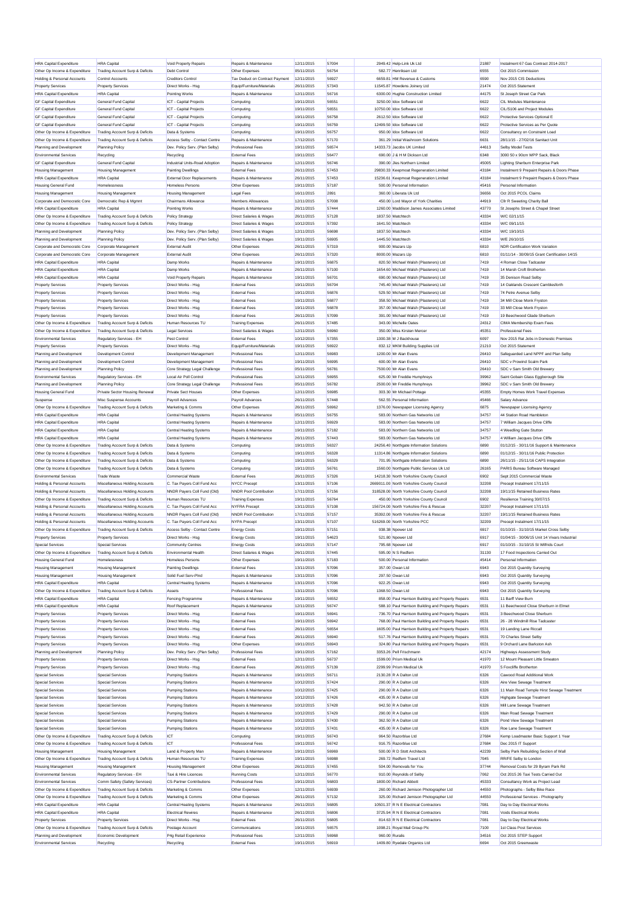| HRA Capital Expenditure | HRA Capital | Void Property Repairs | Repairs & Maintenance | 12/11/2015 | 57004 | 2949.42 | Help-Link Uk Ltd | 21887 | Instalment 67 Gas Contract 2014-2017 |
|---|---|---|---|---|---|---|---|---|---|
| Other Op Income & Expenditure | Trading Account Surp & Deficits | Debt Control | Other Expenses | 05/11/2015 | 56754 | 582.77 | Henriksen Ltd | 6555 | Oct 2015 Commission |
| Holding & Personal Accounts | Control Accounts | Creditors Control | Tax Deduct on Contract Payment | 12/11/2015 | 56927 | 6659.81 | HM Revenue & Customs | 6590 | Nov 2015 CIS Deductions |
| Property Services | Property Services | Direct Works - Hsg | Equip/Furniture/Materials | 26/11/2015 | 57343 | 11545.87 | Howdens Joinery Ltd | 21474 | Oct 2015 Statement |
| HRA Capital Expenditure | HRA Capital | Pointing Works | Repairs & Maintenance | 12/11/2015 | 56716 | 6300.00 | Hughie Construction Limited | 44175 | St Joseph Street Car Park |
| GF Capital Expenditure | General Fund Capital | ICT - Capital Projects | Computing | 19/11/2015 | 56551 | 3250.00 | Idox Software Ltd | 6622 | CIL Modules Maintenance |
| GF Capital Expenditure | General Fund Capital | ICT - Capital Projects | Computing | 19/11/2015 | 56551 | 10750.00 | Idox Software Ltd | 6622 | CIL/S106 and Project Modules |
| GF Capital Expenditure | General Fund Capital | ICT - Capital Projects | Computing | 19/11/2015 | 56758 | 2612.50 | Idox Software Ltd | 6622 | Protective Services Optional E |
| GF Capital Expenditure | General Fund Capital | ICT - Capital Projects | Computing | 19/11/2015 | 56759 | 12499.50 | Idox Software Ltd | 6622 | Protective Services as Per Quote |
| Other Op Income & Expenditure | Trading Account Surp & Deficits | Data & Systems | Computing | 19/11/2015 | 56757 | 950.00 | Idox Software Ltd | 6622 | Consultancy on Constraint Load |
| Other Op Income & Expenditure | Trading Account Surp & Deficits | Access Selby - Contact Centre | Repairs & Maintenance | 17/12/2015 | 57170 | 361.29 | Initial Washroom Solutions | 6631 | 28/11/15 - 27/02/16 Sanitact Unit |
| Planning and Development | Planning Policy | Dev. Policy Serv. (Plan Selby) | Professional Fees | 19/11/2015 | 56574 | 14333.73 | Jacobs UK Limited | 44613 | Selby Model Tests |
| Environmental Services | Recycling | Recycling | External Fees | 19/11/2015 | 56477 | 690.00 | J & H M Dickson Ltd | 6348 | 3000 50 x 90cm WPP Sack, Black |
| GF Capital Expenditure | General Fund Capital | Industrial Units-Road Adoption | Repairs & Maintenance | 12/11/2015 | 56746 | 390.00 | Jles Northern Limited | 45005 | Lighting Sherburn Enterprise Park |
| Housing Management | Housing Management | Painting Dwellings | External Fees | 26/11/2015 | 57453 | 29830.33 | Keepmoat Regeneration Limited | 43184 | Instalment 9 Prepaint Repairs & Doors Phase |
| HRA Capital Expenditure | HRA Capital | External Door Replacements | Repairs & Maintenance | 26/11/2015 | 57453 | 15236.61 | Keepmoat Regeneration Limited | 43184 | Instalment 9 Prepaint Repairs & Doors Phase |
| Housing General Fund | Homelessness | Homeless Persons | Other Expenses | 19/11/2015 | 57187 | 500.00 | Personal Information | 45416 | Personal Information |
| Housing Management | Housing Management | Housing Management | Legal Fees | 16/11/2015 | 2891 | 360.00 | Liberata Uk Ltd | 36656 | Oct 2015 PCOL Claims |
| Corporate and Democratic Core | Democratic Rep & Mgmnt | Chairmans Allowance | Members Allowances | 12/11/2015 | 57008 | 450.00 | Lord Mayor of York Charities | 44919 | Cllr R Sweeting Charity Ball |
| HRA Capital Expenditure | HRA Capital | Pointing Works | Repairs & Maintenance | 26/11/2015 | 57444 | 1260.00 | Maddison James Associates Limited | 43770 | St Josephs Street & Chapel Street |
| Other Op Income & Expenditure | Trading Account Surp & Deficits | Policy Strategy | Direct Salaries & Wages | 26/11/2015 | 57128 | 1837.50 | Matchtech | 43334 | W/C 02/11/15 |
| Other Op Income & Expenditure | Trading Account Surp & Deficits | Policy Strategy | Direct Salaries & Wages | 10/12/2015 | 57392 | 1641.50 | Matchtech | 43334 | W/C 09/11/15 |
| Planning and Development | Planning Policy | Dev. Policy Serv. (Plan Selby) | Direct Salaries & Wages | 12/11/2015 | 56698 | 1837.50 | Matchtech | 43334 | W/C 19/10/15 |
| Planning and Development | Planning Policy | Dev. Policy Serv. (Plan Selby) | Direct Salaries & Wages | 19/11/2015 | 56905 | 1445.50 | Matchtech | 43334 | W/E 26/10/15 |
| Corporate and Democratic Core | Corporate Management | External Audit | Other Expenses | 26/11/2015 | 57319 | 900.00 | Mazars Llp | 6810 | NDR Certification Work Variation |
| Corporate and Democratic Core | Corporate Management | External Audit | Other Expenses | 26/11/2015 | 57320 | 8000.00 | Mazars Llp | 6810 | 01/11/14 - 30/09/15 Grant Certification 14/15 |
| HRA Capital Expenditure | HRA Capital | Damp Works | Repairs & Maintenance | 19/11/2015 | 56875 | 820.50 | Michael Walsh (Plasterers) Ltd | 7419 | 4 Roman Close Tadcaster |
| HRA Capital Expenditure | HRA Capital | Damp Works | Repairs & Maintenance | 26/11/2015 | 57100 | 1654.60 | Michael Walsh (Plasterers) Ltd | 7419 | 14 Marsh Croft Brotherton |
| HRA Capital Expenditure | HRA Capital | Void Property Repairs | Repairs & Maintenance | 19/11/2015 | 56701 | 690.00 | Michael Walsh (Plasterers) Ltd | 7419 | 35 Denison Road Selby |
| Property Services | Property Services | Direct Works - Hsg | External Fees | 19/11/2015 | 56704 | 745.40 | Michael Walsh (Plasterers) Ltd | 7419 | 14 Oaklands Crescent Camblesforth |
| Property Services | Property Services | Direct Works - Hsg | External Fees | 19/11/2015 | 56876 | 529.50 | Michael Walsh (Plasterers) Ltd | 7419 | 74 Petre Avenue Selby |
| Property Services | Property Services | Direct Works - Hsg | External Fees | 19/11/2015 | 56877 | 358.50 | Michael Walsh (Plasterers) Ltd | 7419 | 34 Mill Close Monk Fryston |
| Property Services | Property Services | Direct Works - Hsg | External Fees | 19/11/2015 | 56878 | 357.00 | Michael Walsh (Plasterers) Ltd | 7419 | 33 Mill Close Monk Fryston |
| Property Services | Property Services | Direct Works - Hsg | External Fees | 26/11/2015 | 57099 | 391.00 | Michael Walsh (Plasterers) Ltd | 7419 | 19 Beechwood Glade Sherburn |
| Other Op Income & Expenditure | Trading Account Surp & Deficits | Human Resources TU | Training Expenses | 26/11/2015 | 57485 | 343.00 | Michelle Oates | 24312 | CIMA Membership Exam Fees |
| Other Op Income & Expenditure | Trading Account Surp & Deficits | Legal Services | Direct Salaries & Wages | 12/11/2015 | 56960 | 350.00 | Miss Kirsten Mercer | 45351 | Professional Fees |
| Environmental Services | Regulatory Services - EH | Pest Control | External Fees | 10/12/2015 | 57355 | 1300.38 | M J Backhouse | 6097 | Nov 2015 Rat Jobs in Domestic Premises |
| Property Services | Property Services | Direct Works - Hsg | Equip/Furniture/Materials | 19/11/2015 | 56922 | 832.12 | MKM Building Supplies Ltd | 21210 | Oct 2015 Statement |
| Planning and Development | Development Control | Development Management | Professional Fees | 12/11/2015 | 56983 | 1200.00 | Mr Alan Evans | 26410 | Safeguarded Land NPPF and Plan Selby |
| Planning and Development | Development Control | Development Management | Professional Fees | 19/11/2015 | 56995 | 600.00 | Mr Alan Evans | 26410 | SDC v Prowind Scalm Park |
| Planning and Development | Planning Policy | Core Strategy Legal Challenge | Professional Fees | 05/11/2015 | 56781 | 7500.00 | Mr Alan Evans | 26410 | SDC v Sam Smith Old Brewery |
| Environmental Services | Regulatory Services - EH | Local Air Poll Control | Professional Fees | 12/11/2015 | 56955 | 625.00 | Mr Freddie Humphreys | 39962 | Saint Gobain Glass Eggborough Site |
| Planning and Development | Planning Policy | Core Strategy Legal Challenge | Professional Fees | 05/11/2015 | 56782 | 2500.00 | Mr Freddie Humphreys | 39962 | SDC v Sam Smith Old Brewery |
| Housing General Fund | Private Sector Housing Renewal | Private Sect Houses | Other Expenses | 12/11/2015 | 56985 | 303.30 | Mr Michael Pottage | 45355 | Empty Homes Work Travel Expenses |
| Suspense | Misc Suspense Accounts | Payroll Advances | Payroll Advances | 26/11/2015 | 57448 | 562.55 | Personal Information | 45466 | Salary Advance |
| Other Op Income & Expenditure | Trading Account Surp & Deficits | Marketing & Comms | Other Expenses | 26/11/2015 | 56962 | 1376.00 | Newspaper Licensing Agency | 6875 | Newspaper Licensing Agency |
| HRA Capital Expenditure | HRA Capital | Central Heating Systems | Repairs & Maintenance | 05/11/2015 | 56755 | 583.00 | Northern Gas Networks Ltd | 34757 | 44 Station Road Hambleton |
| HRA Capital Expenditure | HRA Capital | Central Heating Systems | Repairs & Maintenance | 12/11/2015 | 56929 | 583.00 | Northern Gas Networks Ltd | 34757 | 7 William Jacques Drive Cliffe |
| HRA Capital Expenditure | HRA Capital | Central Heating Systems | Repairs & Maintenance | 19/11/2015 | 57182 | 583.00 | Northern Gas Networks Ltd | 34757 | 4 Weedling Gate Stutton |
| HRA Capital Expenditure | HRA Capital | Central Heating Systems | Repairs & Maintenance | 26/11/2015 | 57443 | 583.00 | Northern Gas Networks Ltd | 34757 | 4 William Jacques Drive Cliffe |
| Other Op Income & Expenditure | Trading Account Surp & Deficits | Data & Systems | Computing | 19/11/2015 | 56327 | 24256.40 | Northgate Information Solutions | 6890 | 01/12/15 - 30/11/16 Support & Maintenance |
| Other Op Income & Expenditure | Trading Account Surp & Deficits | Data & Systems | Computing | 19/11/2015 | 56328 | 11314.86 | Northgate Information Solutions | 6890 | 01/12/15 - 30/11/16 Public Protection |
| Other Op Income & Expenditure | Trading Account Surp & Deficits | Data & Systems | Computing | 19/11/2015 | 56329 | 701.95 | Northgate Information Solutions | 6890 | 26/11/15 - 25/11/16 CAPS Integration |
| Other Op Income & Expenditure | Trading Account Surp & Deficits | Data & Systems | Computing | 19/11/2015 | 56761 | 1560.00 | Northgate Public Services Uk Ltd | 26165 | PARIS Bureau Software Managed |
| Environmental Services | Trade Waste | Commercial Waste | External Fees | 26/11/2015 | 57326 | 14218.30 | North Yorkshire County Council | 6902 | Sept 2015 Commercial Waste |
| Holding & Personal Accounts | Miscellaneous Holding Accounts | C. Tax Payers Coll Fund Acc | NYCC Precept | 13/11/2015 | 57106 | 2669011.00 | North Yorkshire County Council | 32208 | Precept Instalment 17/11/15 |
| Holding & Personal Accounts | Miscellaneous Holding Accounts | NNDR Payers Coll Fund (Old) | NNDR Pool Contribution | 17/11/2015 | 57156 | 318528.00 | North Yorkshire County Council | 32208 | 19/11/15 Retained Business Rates |
| Other Op Income & Expenditure | Trading Account Surp & Deficits | Human Resources TU | Training Expenses | 19/11/2015 | 56764 | 450.00 | North Yorkshire County Council | 6902 | Resilience Training 30/07/15 |
| Holding & Personal Accounts | Miscellaneous Holding Accounts | C. Tax Payers Coll Fund Acc | NYFRA Precept | 13/11/2015 | 57108 | 156724.00 | North Yorkshire Fire & Rescue | 32207 | Precept Instalment 17/11/15 |
| Holding & Personal Accounts | Miscellaneous Holding Accounts | NNDR Payers Coll Fund (Old) | NNDR Pool Contribution | 17/11/2015 | 57157 | 35392.00 | North Yorkshire Fire & Rescue | 32207 | 19/11/15 Retained Business Rates |
| Holding & Personal Accounts | Miscellaneous Holding Accounts | C. Tax Payers Coll Fund Acc | NYPA Precept | 13/11/2015 | 57107 | 516269.00 | North Yorkshire PCC | 32209 | Precept Instalment 17/11/15 |
| Other Op Income & Expenditure | Trading Account Surp & Deficits | Access Selby - Contact Centre | Energy Costs | 19/11/2015 | 57151 | 938.38 | Npower Ltd | 6917 | 01/10/15 - 31/10/15 Market Cross Selby |
| Property Services | Property Services | Direct Works - Hsg | Energy Costs | 19/11/2015 | 54623 | 521.80 | Npower Ltd | 6917 | 01/04/15 - 30/06/15 Unit 14 Vivars Industrial |
| Special Services | Special Services | Community Centres | Energy Costs | 19/11/2015 | 57147 | 795.68 | Npower Ltd | 6917 | 01/10/15 - 31/10/15 St Wilfrids Court |
| Other Op Income & Expenditure | Trading Account Surp & Deficits | Environmental Health | Direct Salaries & Wages | 26/11/2015 | 57445 | 595.00 | N S Redfern | 31130 | 17 Food Inspections Carried Out |
| Housing General Fund | Homelessness | Homeless Persons | Other Expenses | 19/11/2015 | 57183 | 500.00 | Personal Information | 45414 | Personal Information |
| Housing Management | Housing Management | Painting Dwellings | External Fees | 13/11/2015 | 57096 | 357.00 | Owan Ltd | 6943 | Oct 2015 Quantity Surveying |
| Housing Management | Housing Management | Solid Fuel Serv-Plnd | Repairs & Maintenance | 13/11/2015 | 57096 | 297.50 | Owan Ltd | 6943 | Oct 2015 Quantity Surveying |
| HRA Capital Expenditure | HRA Capital | Central Heating Systems | Repairs & Maintenance | 13/11/2015 | 57096 | 922.25 | Owan Ltd | 6943 | Oct 2015 Quantity Surveying |
| Other Op Income & Expenditure | Trading Account Surp & Deficits | Assets | Professional Fees | 13/11/2015 | 57096 | 1368.50 | Owan Ltd | 6943 | Oct 2015 Quantity Surveying |
| HRA Capital Expenditure | HRA Capital | Fencing Programme | Repairs & Maintenance | 19/11/2015 | 56552 | 858.00 | Paul Harrison Building and Property Repairs | 6531 | 11 Barff View Burn |
| HRA Capital Expenditure | HRA Capital | Roof Replacement | Repairs & Maintenance | 12/11/2015 | 56747 | 588.10 | Paul Harrison Building and Property Repairs | 6531 | 11 Beechwood Close Sherburn in Elmet |
| Property Services | Property Services | Direct Works - Hsg | External Fees | 19/11/2015 | 56941 | 736.70 | Paul Harrison Building and Property Repairs | 6531 | 3 Beechwood Close Sherburn |
| Property Services | Property Services | Direct Works - Hsg | External Fees | 19/11/2015 | 56942 | 768.00 | Paul Harrison Building and Property Repairs | 6531 | 26 - 28 Windmill Rise Tadcaster |
| Property Services | Property Services | Direct Works - Hsg | External Fees | 26/11/2015 | 56554 | 1605.00 | Paul Harrison Building and Property Repairs | 6531 | 19 Landing Lane Riccall |
| Property Services | Property Services | Direct Works - Hsg | External Fees | 26/11/2015 | 56940 | 517.76 | Paul Harrison Building and Property Repairs | 6531 | 70 Charles Street Selby |
| Property Services | Property Services | Direct Works - Hsg | Other Expenses | 19/11/2015 | 56943 | 324.80 | Paul Harrison Building and Property Repairs | 6531 | 9 Orchard Lane Barlby Ash |
| Planning and Development | Planning Policy | Dev. Policy Serv. (Plan Selby) | Professional Fees | 19/11/2015 | 57162 | 3353.26 | Pell Frischmann | 42174 | Highways Assessment Study |
| Property Services | Property Services | Direct Works - Hsg | External Fees | 12/11/2015 | 56737 | 1599.00 | Prism Medical Uk | 41970 | 12 Mount Pleasant Little Smeaton |
| Property Services | Property Services | Direct Works - Hsg | External Fees | 26/11/2015 | 57139 | 2299.99 | Prism Medical Uk | 41970 | 5 Foxcliffe Brotherton |
| Special Services | Special Services | Pumping Stations | Repairs & Maintenance | 19/11/2015 | 56711 | 2130.28 | R A Dalton Ltd | 6326 | Cawood Road Additional Work |
| Special Services | Special Services | Pumping Stations | Repairs & Maintenance | 10/12/2015 | 57424 | 290.00 | R A Dalton Ltd | 6326 | Aire View Sewage Treatment |
| Special Services | Special Services | Pumping Stations | Repairs & Maintenance | 10/12/2015 | 57425 | 290.00 | R A Dalton Ltd | 6326 | 11 Main Road Temple Hirst Sewage Treatment |
| Special Services | Special Services | Pumping Stations | Repairs & Maintenance | 10/12/2015 | 57426 | 435.00 | R A Dalton Ltd | 6326 | Highgate Sewage Treatment |
| Special Services | Special Services | Pumping Stations | Repairs & Maintenance | 10/12/2015 | 57428 | 942.50 | R A Dalton Ltd | 6326 | Mill Lane Sewage Treatment |
| Special Services | Special Services | Pumping Stations | Repairs & Maintenance | 10/12/2015 | 57429 | 290.00 | R A Dalton Ltd | 6326 | Main Road Sewage Treatment |
| Special Services | Special Services | Pumping Stations | Repairs & Maintenance | 10/12/2015 | 57430 | 362.50 | R A Dalton Ltd | 6326 | Pond View Sewage Treatment |
| Special Services | Special Services | Pumping Stations | Repairs & Maintenance | 10/12/2015 | 57431 | 435.00 | R A Dalton Ltd | 6326 | Roe Lane Sewage Treatment |
| Other Op Income & Expenditure | Trading Account Surp & Deficits | ICT | Computing | 19/11/2015 | 56743 | 964.50 | Razorblue Ltd | 27684 | Kemp Loadmaster Basic Support 1 Year |
| Other Op Income & Expenditure | Trading Account Surp & Deficits | ICT | Professional Fees | 19/11/2015 | 56742 | 916.75 | Razorblue Ltd | 27684 | Dec 2015 IT Support |
| Housing Management | Housing Management | Land & Property Man | Repairs & Maintenance | 19/11/2015 | 56969 | 500.00 | R D Stott Architects | 42239 | Selby Park Rebuilding Section of Wall |
| Other Op Income & Expenditure | Trading Account Surp & Deficits | Human Resources TU | Training Expenses | 19/11/2015 | 56988 | 269.72 | Redfern Travel Ltd | 7045 | RR/FE Selby to London |
| Housing Management | Housing Management | Housing Management | Other Expenses | 26/11/2015 | 57455 | 504.00 | Removals for You | 37744 | Removal Costs for 29 Byram Park Rd |
| Environmental Services | Regulatory Services - EH | Taxi & Hire Licences | Running Costs | 12/11/2015 | 56770 | 910.00 | Reynolds of Selby | 7062 | Oct 2015 26 Taxi Tests Carried Out |
| Environmental Services | Comm Safety (Safety Services) | CS-Partner Contributions | Professional Fees | 19/11/2015 | 56803 | 1800.00 | Richard Abbott | 45333 | Consultancy Work as Project Lead |
| Other Op Income & Expenditure | Trading Account Surp & Deficits | Marketing & Comms | Other Expenses | 12/11/2015 | 56939 | 260.00 | Richard Jemison Photographer Ltd | 44550 | Photographs - Selby Bike Race |
| Other Op Income & Expenditure | Trading Account Surp & Deficits | Marketing & Comms | Other Expenses | 26/11/2015 | 57132 | 325.00 | Richard Jemison Photographer Ltd | 44550 | Professional Services - Photography |
| HRA Capital Expenditure | HRA Capital | Central Heating Systems | Repairs & Maintenance | 26/11/2015 | 56805 | 10501.37 | R N E Electrical Contractors | 7081 | Day to Day Electrical Works |
| HRA Capital Expenditure | HRA Capital | Electrical Rewires | Repairs & Maintenance | 26/11/2015 | 56806 | 3725.94 | R N E Electrical Contractors | 7081 | Voids Electrical Works |
| Property Services | Property Services | Direct Works - Hsg | External Fees | 26/11/2015 | 56805 | 814.63 | R N E Electrical Contractors | 7081 | Day to Day Electrical Works |
| Other Op Income & Expenditure | Trading Account Surp & Deficits | Postage Account | Communications | 19/11/2015 | 56575 | 1098.21 | Royal Mail Group Plc | 7100 | 1st Class Post Services |
| Planning and Development | Economic Development | P4g Retail Experience | Professional Fees | 12/11/2015 | 56968 | 960.00 | Ruralis | 34516 | Oct 2015 STEP Support |
| Environmental Services | Recycling | Recycling | External Fees | 19/11/2015 | 56919 | 1409.80 | Ryedale Organics Ltd | 6694 | Oct 2015 Greenwaste |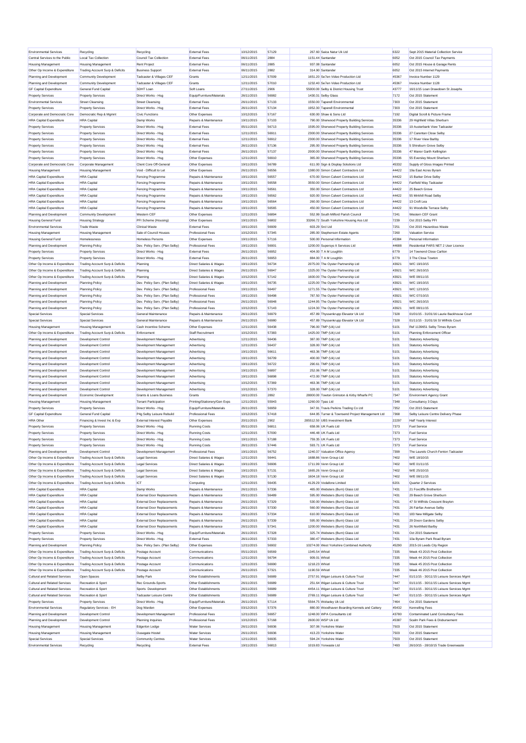| | | | | | | | | | |
|---|---|---|---|---|---|---|---|---|---|
| Environmental Services | Recycling | Recycling | External Fees | 10/12/2015 | 57129 | 267.60 | Saica Natur Uk Ltd | 6322 | Sept 2015 Material Collection Service |
| Central Services to the Public | Local Tax Collection | Council Tax Collection | External Fees | 06/11/2015 | 2884 | 1151.44 | Santander | 6052 | Oct 2015 Council Tax Payments |
| Housing Management | Housing Management | Rent Project | External Fees | 06/11/2015 | 2885 | 937.08 | Santander | 6052 | Oct 2015 House & Garage Rents |
| Other Op Income & Expenditure | Trading Account Surp & Deficits | Business Support | External Fees | 06/11/2015 | 2882 | 314.90 | Santander | 6052 | Oct 2015 Internet Payments |
| Planning and Development | Community Development | Tadcaster & Villages CEF | Grants | 12/11/2015 | 57009 | 1651.20 | Se7en Video Production Ltd | 45367 | Invoice Number 1129 |
| Planning and Development | Community Development | Tadcaster & Villages CEF | Grants | 12/11/2015 | 57010 | 1232.40 | Se7en Video Production Ltd | 45367 | Invoice Number 1128 |
| GF Capital Expenditure | General Fund Capital | SDHT Loan | Soft Loans | 27/11/2015 | 2906 | 55000.00 | Selby & District Housing Trust | 43777 | 16/11/15 Loan Drawdown St Josephs |
| Property Services | Property Services | Direct Works - Hsg | Equip/Furniture/Materials | 26/11/2015 | 56982 | 1430.31 | Selby Glass | 7172 | Oct 2015 Statement |
| Environmental Services | Street Cleansing | Street Cleansing | External Fees | 26/11/2015 | 57133 | 1550.00 | Taperell Environmental | 7303 | Oct 2015 Statement |
| Property Services | Property Services | Direct Works - Hsg | External Fees | 26/11/2015 | 57134 | 1952.30 | Taperell Environmental | 7303 | Oct 2015 Statement |
| Corporate and Democratic Core | Democratic Rep & Mgmnt | Civic Functions | Other Expenses | 10/12/2015 | 57167 | 630.00 | Shaw & Sons Ltd | 7192 | Digital Scroll & Picture Frame |
| HRA Capital Expenditure | HRA Capital | Damp Works | Repairs & Maintenance | 19/11/2015 | 57103 | 790.00 | Sherwood Property Building Services | 35336 | 29 Highfield Villas Sherburn |
| Property Services | Property Services | Direct Works - Hsg | External Fees | 05/11/2015 | 56713 | 1595.00 | Sherwood Property Building Services | 35336 | 19 Austerbank View Tadcaster |
| Property Services | Property Services | Direct Works - Hsg | External Fees | 12/11/2015 | 56911 | 2300.00 | Sherwood Property Building Services | 35336 | 27 Carentan Close Selby |
| Property Services | Property Services | Direct Works - Hsg | External Fees | 12/11/2015 | 56912 | 2300.00 | Sherwood Property Building Services | 35336 | 17 River View Barlby |
| Property Services | Property Services | Direct Works - Hsg | External Fees | 26/11/2015 | 57136 | 295.00 | Sherwood Property Building Services | 35336 | 5 Shireburn Grove Selby |
| Property Services | Property Services | Direct Works - Hsg | External Fees | 26/11/2015 | 57137 | 2000.00 | Sherwood Property Building Services | 35336 | 47 Manor Garth Kellington |
| Property Services | Property Services | Direct Works - Hsg | Other Expenses | 12/11/2015 | 56910 | 365.00 | Sherwood Property Building Services | 35336 | 55 Eversley Mount Sherburn |
| Corporate and Democratic Core | Corporate Management | Client Core Off-General | Other Expenses | 19/11/2015 | 56789 | 611.00 | Sign & Display Solutions Ltd | 45332 | Supply of Gloss Images Printed |
| Housing Management | Housing Management | Void - Difficult to Let | Other Expenses | 26/11/2015 | 56556 | 1380.00 | Simon Calvert Contractors Ltd | 44422 | 19a East Acres Byram |
| HRA Capital Expenditure | HRA Capital | Fencing Programme | Repairs & Maintenance | 19/11/2015 | 56557 | 670.00 | Simon Calvert Contractors Ltd | 44422 | 15 Barker Drive Selby |
| HRA Capital Expenditure | HRA Capital | Fencing Programme | Repairs & Maintenance | 19/11/2015 | 56558 | 3550.00 | Simon Calvert Contractors Ltd | 44422 | Fairfield Way Tadcaster |
| HRA Capital Expenditure | HRA Capital | Fencing Programme | Repairs & Maintenance | 19/11/2015 | 56561 | 350.00 | Simon Calvert Contractors Ltd | 44422 | 25 Beech Grove |
| HRA Capital Expenditure | HRA Capital | Fencing Programme | Repairs & Maintenance | 19/11/2015 | 56562 | 920.00 | Simon Calvert Contractors Ltd | 44422 | 55 Mirkhill Road Selby |
| HRA Capital Expenditure | HRA Capital | Fencing Programme | Repairs & Maintenance | 19/11/2015 | 56564 | 260.00 | Simon Calvert Contractors Ltd | 44422 | 13 Croft Lea |
| HRA Capital Expenditure | HRA Capital | Fencing Programme | Repairs & Maintenance | 19/11/2015 | 56565 | 450.00 | Simon Calvert Contractors Ltd | 44422 | 91 Woodville Terrace Selby |
| Planning and Development | Community Development | Western CEF | Other Expenses | 12/11/2015 | 56894 | 552.99 | South Milford Parish Council | 7241 | Western CEF Grant |
| Housing General Fund | Housing Strategy | PFI Scheme (Housing) | Other Expenses | 19/11/2015 | 56802 | 33266.72 | South Yorkshire Housing Ass Ltd | 7239 | Oct 2015 Selby PFI |
| Environmental Services | Trade Waste | Clinical Waste | External Fees | 19/11/2015 | 56909 | 603.29 | Srcl Ltd | 7251 | Oct 2015 Hazardous Waste |
| Housing Management | Housing Management | Sale of Council Houses | Professional Fees | 10/12/2015 | 57345 | 285.00 | Stephenson Estate Agents | 7260 | Valuation Service |
| Housing General Fund | Homelessness | Homeless Persons | Other Expenses | 19/11/2015 | 57116 | 500.00 | Personal Information | 45384 | Personal Information |
| Planning and Development | Planning Policy | Dev. Policy Serv. (Plan Selby) | Professional Fees | 19/11/2015 | 56901 | 1200.00 | Supersys It Services Ltd | 44688 | Residential PARS NET 2 User Licence |
| Property Services | Property Services | Direct Works - Hsg | External Fees | 26/11/2015 | 56952 | 404.00 | T A M Loughlin | 6779 | 14 Townend Close Carlton |
| Property Services | Property Services | Direct Works - Hsg | External Fees | 26/11/2015 | 56953 | 884.00 | T A M Loughlin | 6779 | 3 The Close Towton |
| Other Op Income & Expenditure | Trading Account Surp & Deficits | Planning | Direct Salaries & Wages | 19/11/2015 | 56734 | 2075.00 | The Oyster Partnership Ltd | 43921 | W/C 19/10/15 |
| Other Op Income & Expenditure | Trading Account Surp & Deficits | Planning | Direct Salaries & Wages | 26/11/2015 | 56947 | 1325.00 | The Oyster Partnership Ltd | 43921 | W/C 26/10/15 |
| Other Op Income & Expenditure | Trading Account Surp & Deficits | Planning | Direct Salaries & Wages | 10/12/2015 | 57142 | 1600.00 | The Oyster Partnership Ltd | 43921 | W/E 08/11/15 |
| Planning and Development | Planning Policy | Dev. Policy Serv. (Plan Selby) | Direct Salaries & Wages | 19/11/2015 | 56735 | 1225.00 | The Oyster Partnership Ltd | 43921 | W/C 19/10/15 |
| Planning and Development | Planning Policy | Dev. Policy Serv. (Plan Selby) | Professional Fees | 19/11/2015 | 56497 | 1271.55 | The Oyster Partnership Ltd | 43921 | W/C 12/10/15 |
| Planning and Development | Planning Policy | Dev. Policy Serv. (Plan Selby) | Professional Fees | 19/11/2015 | 56498 | 787.50 | The Oyster Partnership Ltd | 43921 | W/C 07/10/15 |
| Planning and Development | Planning Policy | Dev. Policy Serv. (Plan Selby) | Professional Fees | 26/11/2015 | 56948 | 1244.95 | The Oyster Partnership Ltd | 43921 | W/C 26/10/15 |
| Planning and Development | Planning Policy | Dev. Policy Serv. (Plan Selby) | Professional Fees | 10/12/2015 | 57143 | 1224.30 | The Oyster Partnership Ltd | 43921 | W/E 08/11/15 |
| Special Services | Special Services | General Maintenance | Repairs & Maintenance | 26/11/2015 | 56979 | 457.89 | Thyssenkrupp Elevator Uk Ltd | 7328 | 01/01/15 - 31/01/16 Laurie Backhouse Court |
| Special Services | Special Services | General Maintenance | Repairs & Maintenance | 26/11/2015 | 56980 | 457.89 | Thyssenkrupp Elevator Uk Ltd | 7328 | 01/11/15 - 31/01/16 St Wilfrids Court |
| Housing Management | Housing Management | Cash Incentive Scheme | Other Expenses | 12/11/2015 | 56438 | 796.00 | TMP (Uk) Ltd | 5101 | Ref 1139651 Selby Times Byram |
| Other Op Income & Expenditure | Trading Account Surp & Deficits | Enforcement | Staff Recruitment | 10/12/2015 | 57383 | 1425.00 | TMP (Uk) Ltd | 5101 | Planning Enforcement Officer |
| Planning and Development | Development Control | Development Management | Advertising | 12/11/2015 | 56436 | 387.00 | TMP (Uk) Ltd | 5101 | Statutory Advertising |
| Planning and Development | Development Control | Development Management | Advertising | 12/11/2015 | 56437 | 328.00 | TMP (Uk) Ltd | 5101 | Statutory Advertising |
| Planning and Development | Development Control | Development Management | Advertising | 19/11/2015 | 56611 | 463.36 | TMP (Uk) Ltd | 5101 | Statutory Advertising |
| Planning and Development | Development Control | Development Management | Advertising | 19/11/2015 | 56709 | 400.00 | TMP (Uk) Ltd | 5101 | Statutory Advertising |
| Planning and Development | Development Control | Development Management | Advertising | 19/11/2015 | 56722 | 290.61 | TMP (Uk) Ltd | 5101 | Statutory Advertising |
| Planning and Development | Development Control | Development Management | Advertising | 19/11/2015 | 56897 | 252.06 | TMP (Uk) Ltd | 5101 | Statutory Advertising |
| Planning and Development | Development Control | Development Management | Advertising | 19/11/2015 | 56898 | 472.00 | TMP (Uk) Ltd | 5101 | Statutory Advertising |
| Planning and Development | Development Control | Development Management | Advertising | 10/12/2015 | 57369 | 463.36 | TMP (Uk) Ltd | 5101 | Statutory Advertising |
| Planning and Development | Development Control | Development Management | Advertising | 10/12/2015 | 57370 | 328.00 | TMP (Uk) Ltd | 5101 | Statutory Advertising |
| Planning and Development | Economic Development | Grants & Loans Business | Grants | 16/11/2015 | 2892 | 28000.00 | Towton Grimston & Kirby Wharfe PC | 7347 | Environment Agency Grant |
| Housing Management | Housing Management | Tenant Participation | Printing/Stationery/Gen Exps | 12/11/2015 | 56943 | 1260.00 | Tpas Ltd | 7348 | Consultancy 3 Days |
| Property Services | Property Services | Direct Works - Hsg | Equip/Furniture/Materials | 26/11/2015 | 56959 | 347.91 | Travis Perkins Trading Co Ltd | 7352 | Oct 2015 Statement |
| GF Capital Expenditure | General Fund Capital | P4g Selby Leisure Rebuild | Professional Fees | 10/12/2015 | 57418 | 644.95 | Turner & Townsend Project Management Ltd | 7368 | Selby Leisure Centre Delivery Phase |
| HRA Other | Financing & Invest Inc & Exp | External Interest Payable | Other Expenses | 20/11/2015 | 2902 | 285512.50 | UBS Investment Bank | 22297 | Half Yearly Interest |
| Property Services | Property Services | Direct Works - Hsg | Running Costs | 05/11/2015 | 56811 | 658.06 | UK Fuels Ltd | 7373 | Fuel Service |
| Property Services | Property Services | Direct Works - Hsg | Running Costs | 12/11/2015 | 57000 | 446.48 | UK Fuels Ltd | 7373 | Fuel Service |
| Property Services | Property Services | Direct Works - Hsg | Running Costs | 19/11/2015 | 57188 | 759.35 | UK Fuels Ltd | 7373 | Fuel Service |
| Property Services | Property Services | Direct Works - Hsg | Running Costs | 26/11/2015 | 57446 | 593.71 | UK Fuels Ltd | 7373 | Fuel Service |
| Planning and Development | Development Control | Development Management | Professional Fees | 19/11/2015 | 56752 | 1240.37 | Valuation Office Agency | 7399 | The Laurels Church Fenton Tadcaster |
| Other Op Income & Expenditure | Trading Account Surp & Deficits | Legal Services | Direct Salaries & Wages | 12/11/2015 | 56441 | 1688.86 | Venn Group Ltd | 7402 | W/E 18/10/15 |
| Other Op Income & Expenditure | Trading Account Surp & Deficits | Legal Services | Direct Salaries & Wages | 19/11/2015 | 56906 | 1711.99 | Venn Group Ltd | 7402 | W/E 01/11/15 |
| Other Op Income & Expenditure | Trading Account Surp & Deficits | Legal Services | Direct Salaries & Wages | 19/11/2015 | 57131 | 1665.26 | Venn Group Ltd | 7402 | W/E 25/10/15 |
| Other Op Income & Expenditure | Trading Account Surp & Deficits | Legal Services | Direct Salaries & Wages | 26/11/2015 | 57130 | 1604.18 | Venn Group Ltd | 7402 | W/E 08/11/15 |
| Other Op Income & Expenditure | Trading Account Surp & Deficits | ICT | Computing | 12/11/2015 | 56435 | 4129.29 | Vodafone Limited | 6201 | Quarter 2 Services |
| HRA Capital Expenditure | HRA Capital | Damp Works | Repairs & Maintenance | 26/11/2015 | 57336 | 465.00 | Websters (Burn) Glass Ltd | 7431 | 21 Foxcliffe Brotherton |
| HRA Capital Expenditure | HRA Capital | External Door Replacements | Repairs & Maintenance | 05/11/2015 | 56489 | 595.00 | Websters (Burn) Glass Ltd | 7431 | 29 Beech Grove Sherburn |
| HRA Capital Expenditure | HRA Capital | External Door Replacements | Repairs & Maintenance | 26/11/2015 | 57329 | 530.00 | Websters (Burn) Glass Ltd | 7431 | 47 St Wilfrids Crescent Brayton |
| HRA Capital Expenditure | HRA Capital | External Door Replacements | Repairs & Maintenance | 26/11/2015 | 57330 | 560.00 | Websters (Burn) Glass Ltd | 7431 | 26 Fairfax Avenue Selby |
| HRA Capital Expenditure | HRA Capital | External Door Replacements | Repairs & Maintenance | 26/11/2015 | 57334 | 610.00 | Websters (Burn) Glass Ltd | 7431 | 183 New Millgate Selby |
| HRA Capital Expenditure | HRA Capital | External Door Replacements | Repairs & Maintenance | 26/11/2015 | 57339 | 595.00 | Websters (Burn) Glass Ltd | 7431 | 29 Dixon Gardens Selby |
| HRA Capital Expenditure | HRA Capital | External Door Replacements | Repairs & Maintenance | 26/11/2015 | 57341 | 1200.00 | Websters (Burn) Glass Ltd | 7431 | 26 Northfield Barlby |
| Property Services | Property Services | Direct Works - Hsg | Equip/Furniture/Materials | 26/11/2015 | 57328 | 325.74 | Websters (Burn) Glass Ltd | 7431 | Oct 2015 Statement |
| Property Services | Property Services | Direct Works - Hsg | External Fees | 26/11/2015 | 57333 | 380.47 | Websters (Burn) Glass Ltd | 7431 | 10a Byram Park Road Byram |
| Planning and Development | Planning Policy | Dev. Policy Serv. (Plan Selby) | Other Expenses | 12/11/2015 | 56902 | 10274.00 | West Yorkshire Combined Authority | 45290 | 2015-16 Leeds City Region |
| Other Op Income & Expenditure | Trading Account Surp & Deficits | Postage Account | Communications | 05/11/2015 | 56569 | 1345.54 | Whistl | 7335 | Week 43 2015 Post Collection |
| Other Op Income & Expenditure | Trading Account Surp & Deficits | Postage Account | Communications | 12/11/2015 | 56794 | 909.01 | Whistl | 7335 | Week 44 2015 Post Collection |
| Other Op Income & Expenditure | Trading Account Surp & Deficits | Postage Account | Communications | 12/11/2015 | 56990 | 1218.23 | Whistl | 7335 | Week 45 2015 Post Collection |
| Other Op Income & Expenditure | Trading Account Surp & Deficits | Postage Account | Communications | 26/11/2015 | 57321 | 1190.59 | Whistl | 7335 | Week 46 2015 Post Collection |
| Cultural and Related Services | Open Spaces | Selby Park | Other Establishments | 26/11/2015 | 56989 | 2757.91 | Wigan Leisure & Culture Trust | 7447 | 01/11/15 - 30/11/15 Leisure Services Mgmt |
| Cultural and Related Services | Recreation & Sport | Rec Grounds-Sports | Other Establishments | 26/11/2015 | 56989 | 251.64 | Wigan Leisure & Culture Trust | 7447 | 01/11/15 - 30/11/15 Leisure Services Mgmt |
| Cultural and Related Services | Recreation & Sport | Sports Development | Other Establishments | 26/11/2015 | 56989 | 4454.11 | Wigan Leisure & Culture Trust | 7447 | 01/11/15 - 30/11/15 Leisure Services Mgmt |
| Cultural and Related Services | Recreation & Sport | Tadcaster Leisure Centre | Other Establishments | 26/11/2015 | 56989 | 2769.11 | Wigan Leisure & Culture Trust | 7447 | 01/11/15 - 30/11/15 Leisure Services Mgmt |
| Property Services | Property Services | Direct Works - Hsg | Equip/Furniture/Materials | 26/11/2015 | 57114 | 5564.75 | Wolseley Uk Ltd | 7464 | Oct 2015 Statement |
| Environmental Services | Regulatory Services - EH | Dog Warden | Other Expenses | 03/12/2015 | 57376 | 880.00 | Woodhaven Boarding Kennels and Cattery | 45432 | Kennelling Fees |
| Planning and Development | Development Control | Development Management | Professional Fees | 12/11/2015 | 56957 | 1248.00 | WPA Consultants Ltd | 43780 | Contaminated Land Consultancy Fees |
| Planning and Development | Development Control | Planning Inquiries | Professional Fees | 10/12/2015 | 57168 | 2600.00 | WSP Uk Ltd | 45387 | Scalm Park Fees & Disbursement |
| Housing Management | Housing Management | Edgerton Lodge | Water Services | 26/11/2015 | 56936 | 307.06 | Yorkshire Water | 7503 | Oct 2015 Statement |
| Housing Management | Housing Management | Ousegate Hostel | Water Services | 26/11/2015 | 56936 | 413.23 | Yorkshire Water | 7503 | Oct 2015 Statement |
| Special Services | Special Services | Community Centres | Water Services | 12/11/2015 | 56935 | 594.24 | Yorkshire Water | 7503 | Oct 2015 Statement |
| Environmental Services | Recycling | Recycling | External Fees | 19/11/2015 | 56813 | 1019.83 | Yorwaste Ltd | 7493 | 26/10/15 - 28/10/15 Trade Greenwaste |